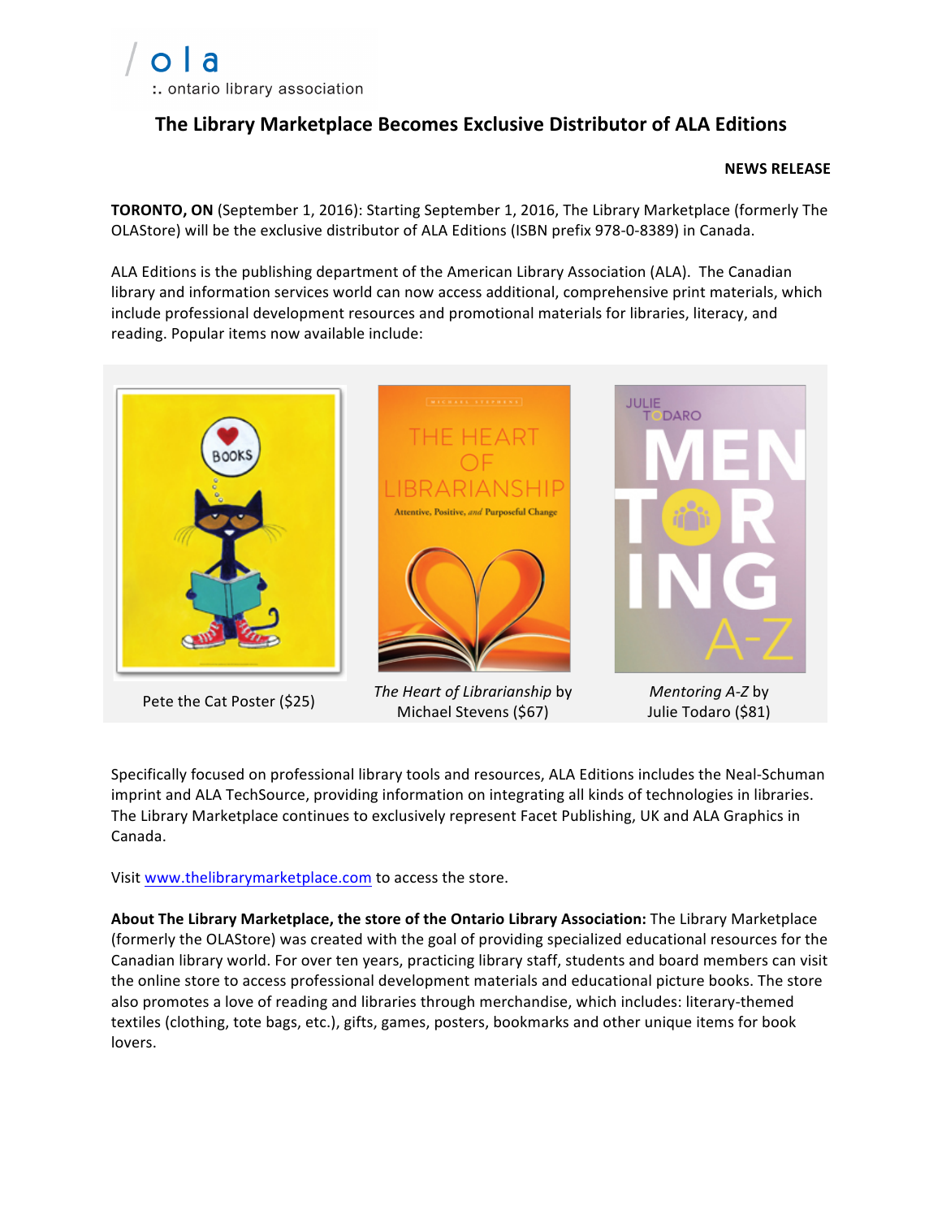ola
:. ontario library association

# The Library Marketplace Becomes Exclusive Distributor of ALA Editions

**NEWS RELEASE**

**TORONTO, ON** (September 1, 2016): Starting September 1, 2016, The Library Marketplace (formerly The OLAStore) will be the exclusive distributor of ALA Editions (ISBN prefix 978-0-8389) in Canada.

ALA Editions is the publishing department of the American Library Association (ALA). The Canadian library and information services world can now access additional, comprehensive print materials, which include professional development resources and promotional materials for libraries, literacy, and reading. Popular items now available include:

Pete the Cat Poster ($25)

*The Heart of Librarianship* by Michael Stevens ($67)

*Mentoring A-Z* by Julie Todaro ($81)

Specifically focused on professional library tools and resources, ALA Editions includes the Neal-Schuman imprint and ALA TechSource, providing information on integrating all kinds of technologies in libraries. The Library Marketplace continues to exclusively represent Facet Publishing, UK and ALA Graphics in Canada.

Visit [www.thelibrarymarketplace.com](http://www.thelibrarymarketplace.com) to access the store.

**About The Library Marketplace, the store of the Ontario Library Association:** The Library Marketplace (formerly the OLAStore) was created with the goal of providing specialized educational resources for the Canadian library world. For over ten years, practicing library staff, students and board members can visit the online store to access professional development materials and educational picture books. The store also promotes a love of reading and libraries through merchandise, which includes: literary-themed textiles (clothing, tote bags, etc.), gifts, games, posters, bookmarks and other unique items for book lovers.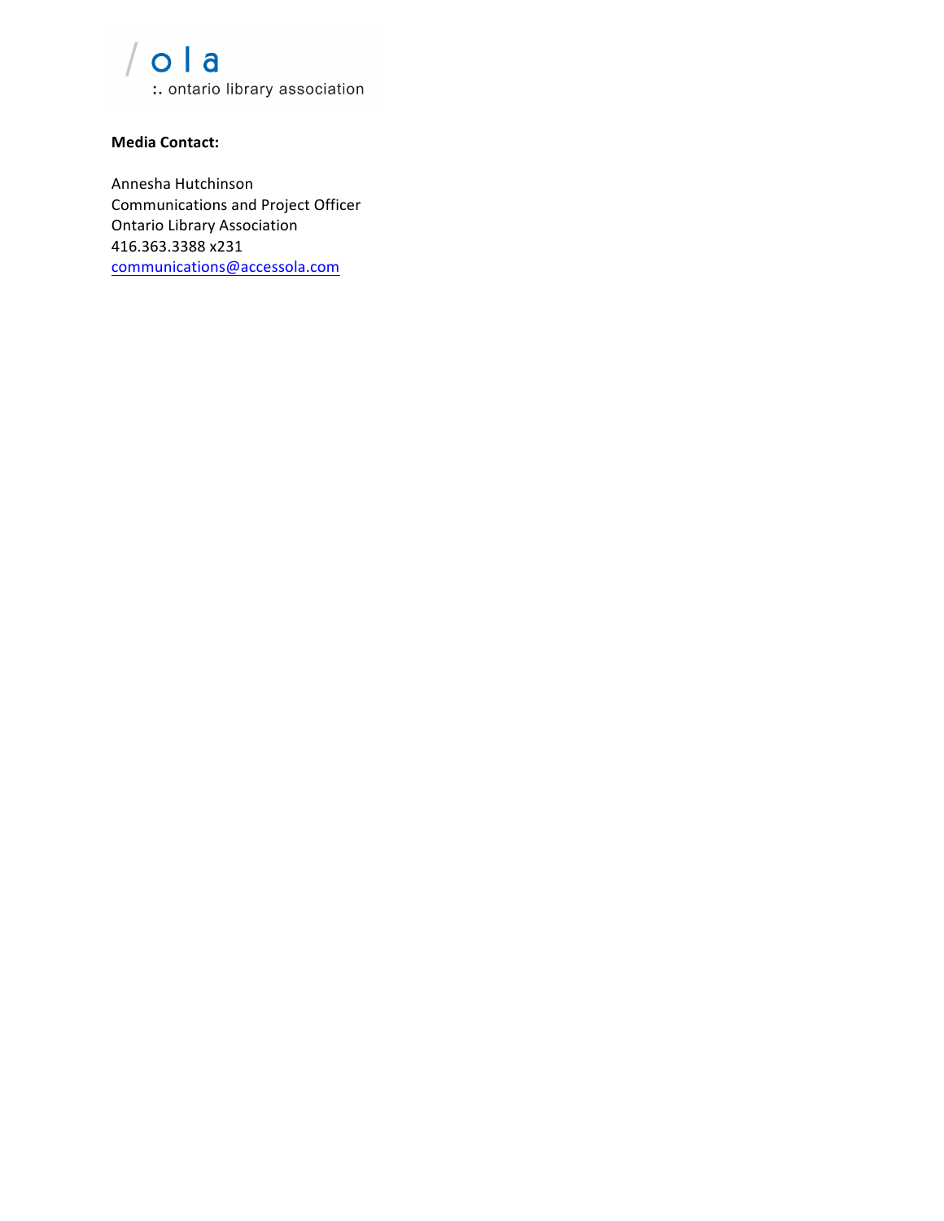/ o l a

:. ontario library association

**Media Contact:**

Annesha Hutchinson
Communications and Project Officer
Ontario Library Association
416.363.3388 x231
communications@accessola.com